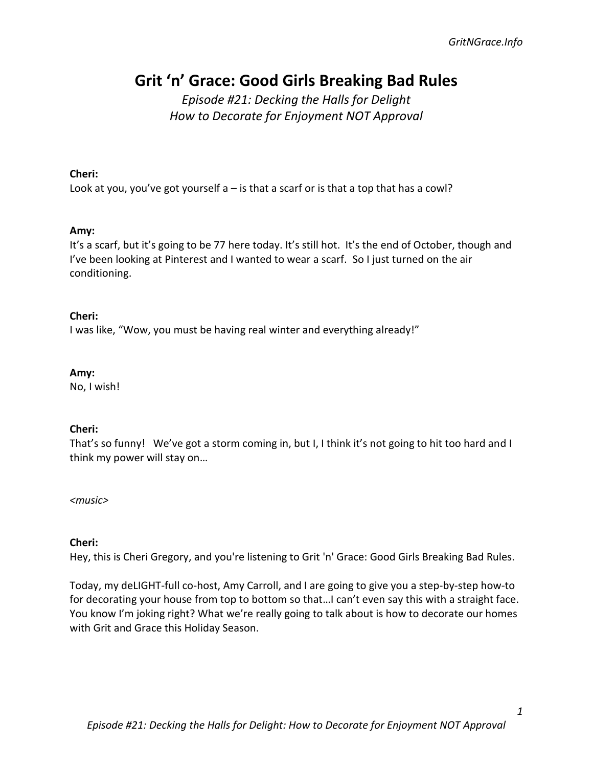# Grit 'n' Grace: Good Girls Breaking Bad Rules

*Episode #21: Decking the Halls for Delight*
*How to Decorate for Enjoyment NOT Approval*

**Cheri:**
Look at you, you've got yourself a – is that a scarf or is that a top that has a cowl?

**Amy:**
It's a scarf, but it's going to be 77 here today. It's still hot. It's the end of October, though and I've been looking at Pinterest and I wanted to wear a scarf. So I just turned on the air conditioning.

**Cheri:**
I was like, "Wow, you must be having real winter and everything already!"

**Amy:**
No, I wish!

**Cheri:**
That's so funny! We've got a storm coming in, but I, I think it's not going to hit too hard and I think my power will stay on…

*<music>*

**Cheri:**
Hey, this is Cheri Gregory, and you're listening to Grit 'n' Grace: Good Girls Breaking Bad Rules.

Today, my deLIGHT-full co-host, Amy Carroll, and I are going to give you a step-by-step how-to for decorating your house from top to bottom so that…I can't even say this with a straight face. You know I'm joking right? What we're really going to talk about is how to decorate our homes with Grit and Grace this Holiday Season.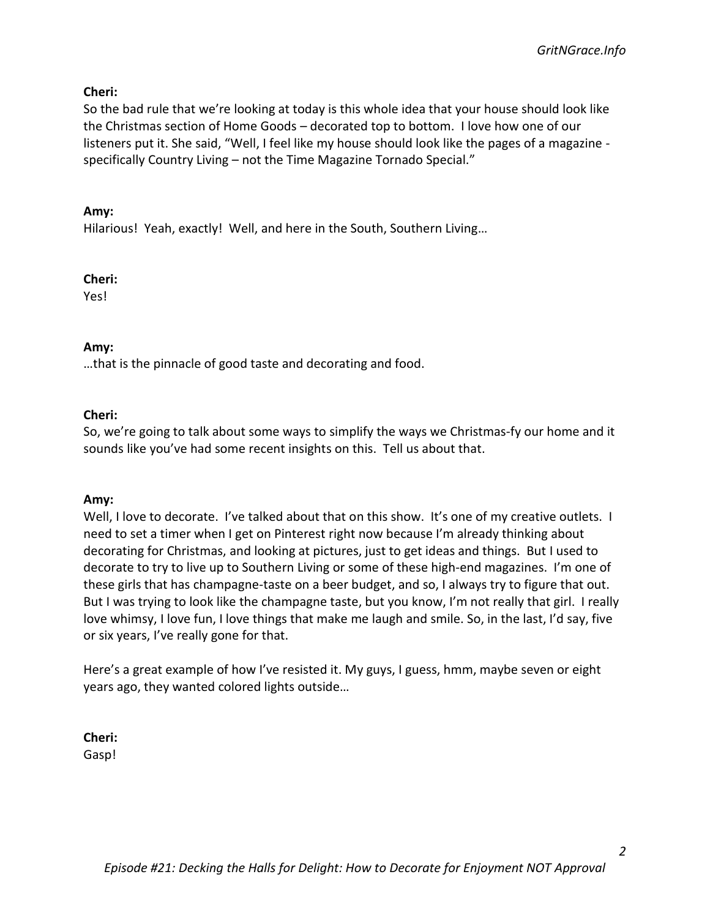**Cheri:**
So the bad rule that we're looking at today is this whole idea that your house should look like the Christmas section of Home Goods – decorated top to bottom. I love how one of our listeners put it. She said, "Well, I feel like my house should look like the pages of a magazine - specifically Country Living – not the Time Magazine Tornado Special."

**Amy:**
Hilarious! Yeah, exactly! Well, and here in the South, Southern Living…

**Cheri:**
Yes!

**Amy:**
…that is the pinnacle of good taste and decorating and food.

**Cheri:**
So, we're going to talk about some ways to simplify the ways we Christmas-fy our home and it sounds like you've had some recent insights on this. Tell us about that.

**Amy:**
Well, I love to decorate. I've talked about that on this show. It's one of my creative outlets. I need to set a timer when I get on Pinterest right now because I'm already thinking about decorating for Christmas, and looking at pictures, just to get ideas and things. But I used to decorate to try to live up to Southern Living or some of these high-end magazines. I'm one of these girls that has champagne-taste on a beer budget, and so, I always try to figure that out. But I was trying to look like the champagne taste, but you know, I'm not really that girl. I really love whimsy, I love fun, I love things that make me laugh and smile. So, in the last, I'd say, five or six years, I've really gone for that.

Here's a great example of how I've resisted it. My guys, I guess, hmm, maybe seven or eight years ago, they wanted colored lights outside…

**Cheri:**
Gasp!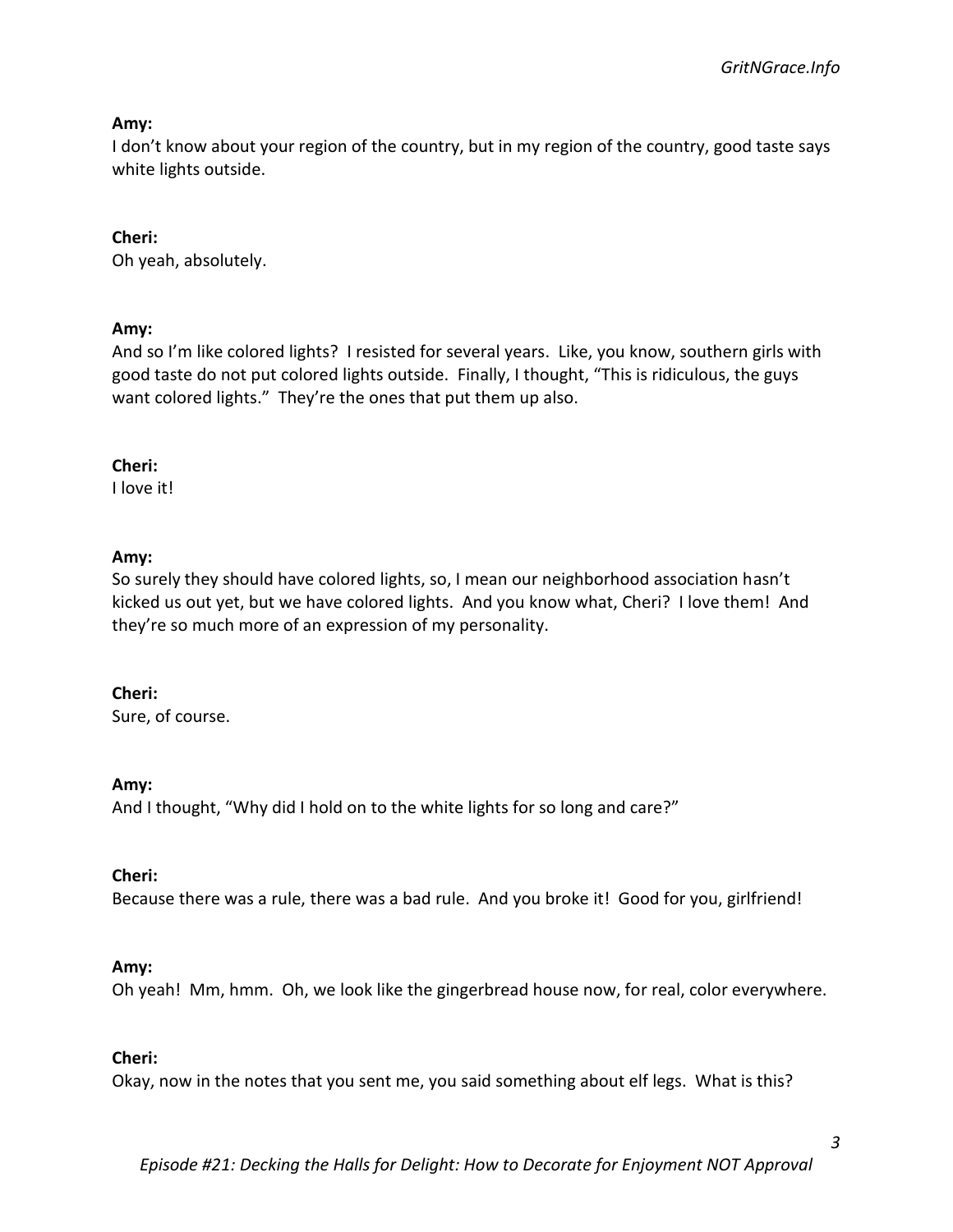**Amy:**
I don't know about your region of the country, but in my region of the country, good taste says white lights outside.

**Cheri:**
Oh yeah, absolutely.

**Amy:**
And so I'm like colored lights? I resisted for several years. Like, you know, southern girls with good taste do not put colored lights outside. Finally, I thought, "This is ridiculous, the guys want colored lights." They're the ones that put them up also.

**Cheri:**
I love it!

**Amy:**
So surely they should have colored lights, so, I mean our neighborhood association hasn't kicked us out yet, but we have colored lights. And you know what, Cheri? I love them! And they're so much more of an expression of my personality.

**Cheri:**
Sure, of course.

**Amy:**
And I thought, "Why did I hold on to the white lights for so long and care?"

**Cheri:**
Because there was a rule, there was a bad rule. And you broke it! Good for you, girlfriend!

**Amy:**
Oh yeah! Mm, hmm. Oh, we look like the gingerbread house now, for real, color everywhere.

**Cheri:**
Okay, now in the notes that you sent me, you said something about elf legs. What is this?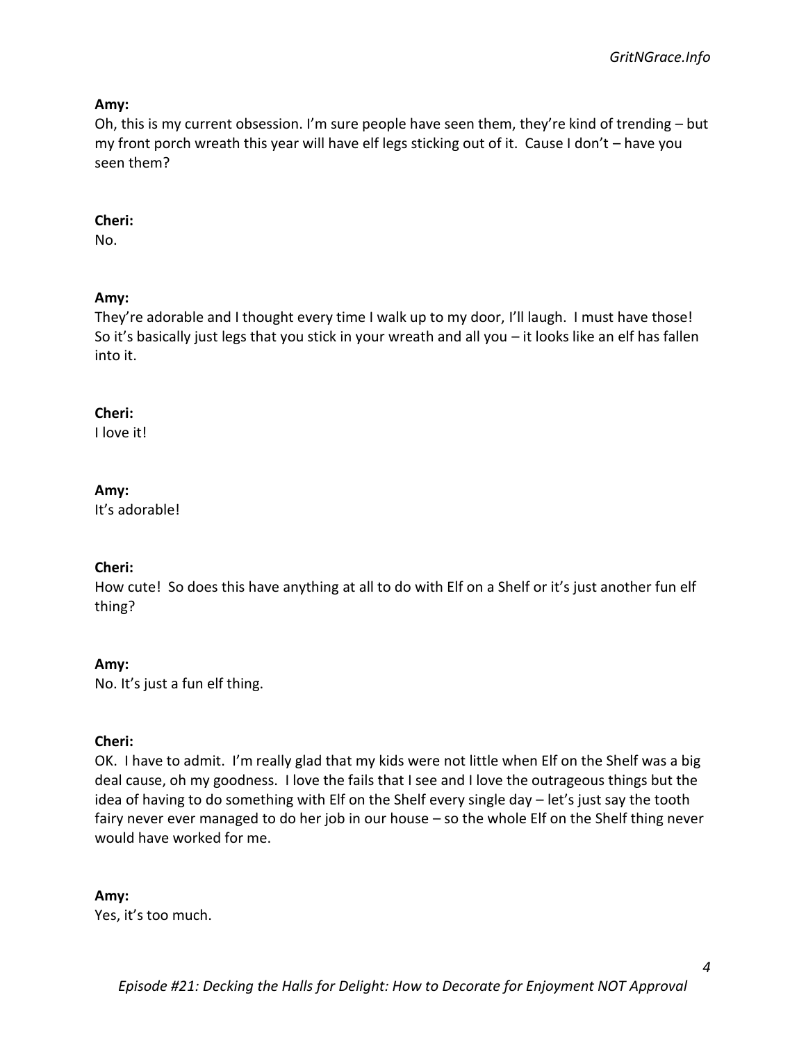**Amy:**
Oh, this is my current obsession. I'm sure people have seen them, they're kind of trending – but my front porch wreath this year will have elf legs sticking out of it. Cause I don't – have you seen them?

**Cheri:**
No.

**Amy:**
They're adorable and I thought every time I walk up to my door, I'll laugh. I must have those! So it's basically just legs that you stick in your wreath and all you – it looks like an elf has fallen into it.

**Cheri:**
I love it!

**Amy:**
It's adorable!

**Cheri:**
How cute! So does this have anything at all to do with Elf on a Shelf or it's just another fun elf thing?

**Amy:**
No. It's just a fun elf thing.

**Cheri:**
OK. I have to admit. I'm really glad that my kids were not little when Elf on the Shelf was a big deal cause, oh my goodness. I love the fails that I see and I love the outrageous things but the idea of having to do something with Elf on the Shelf every single day – let's just say the tooth fairy never ever managed to do her job in our house – so the whole Elf on the Shelf thing never would have worked for me.

**Amy:**
Yes, it's too much.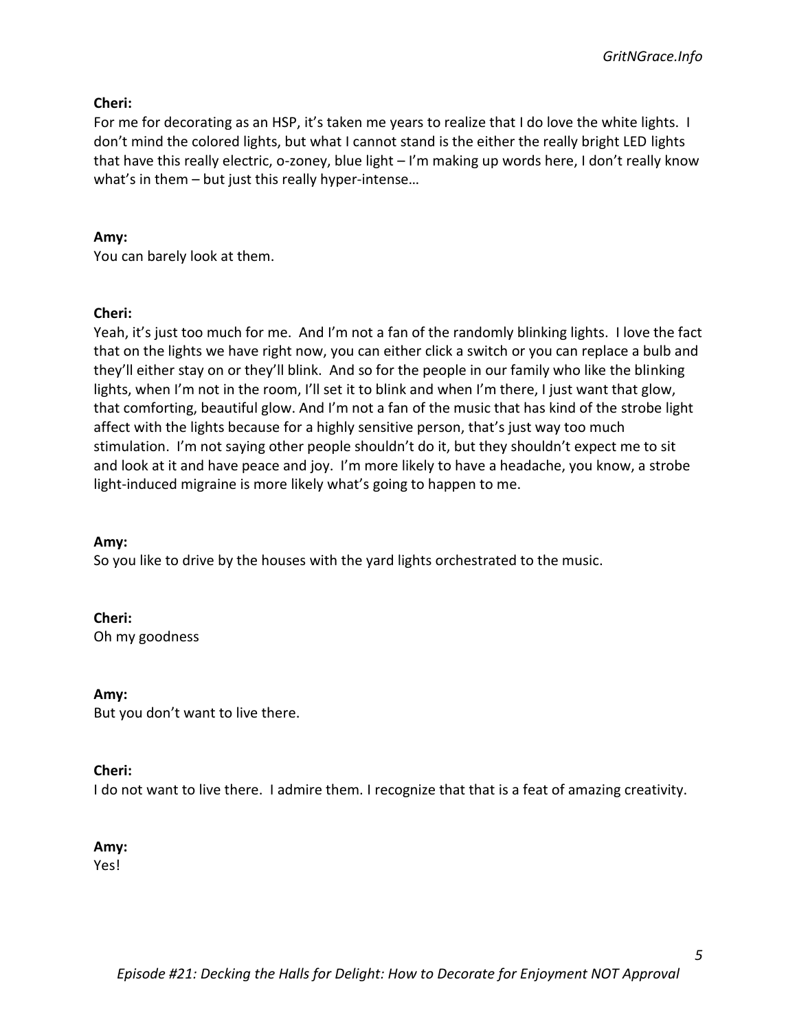**Cheri:**
For me for decorating as an HSP, it's taken me years to realize that I do love the white lights. I don't mind the colored lights, but what I cannot stand is the either the really bright LED lights that have this really electric, o-zoney, blue light – I'm making up words here, I don't really know what's in them – but just this really hyper-intense…

**Amy:**
You can barely look at them.

**Cheri:**
Yeah, it's just too much for me. And I'm not a fan of the randomly blinking lights. I love the fact that on the lights we have right now, you can either click a switch or you can replace a bulb and they'll either stay on or they'll blink. And so for the people in our family who like the blinking lights, when I'm not in the room, I'll set it to blink and when I'm there, I just want that glow, that comforting, beautiful glow. And I'm not a fan of the music that has kind of the strobe light affect with the lights because for a highly sensitive person, that's just way too much stimulation. I'm not saying other people shouldn't do it, but they shouldn't expect me to sit and look at it and have peace and joy. I'm more likely to have a headache, you know, a strobe light-induced migraine is more likely what's going to happen to me.

**Amy:**
So you like to drive by the houses with the yard lights orchestrated to the music.

**Cheri:**
Oh my goodness

**Amy:**
But you don't want to live there.

**Cheri:**
I do not want to live there. I admire them. I recognize that that is a feat of amazing creativity.

**Amy:**
Yes!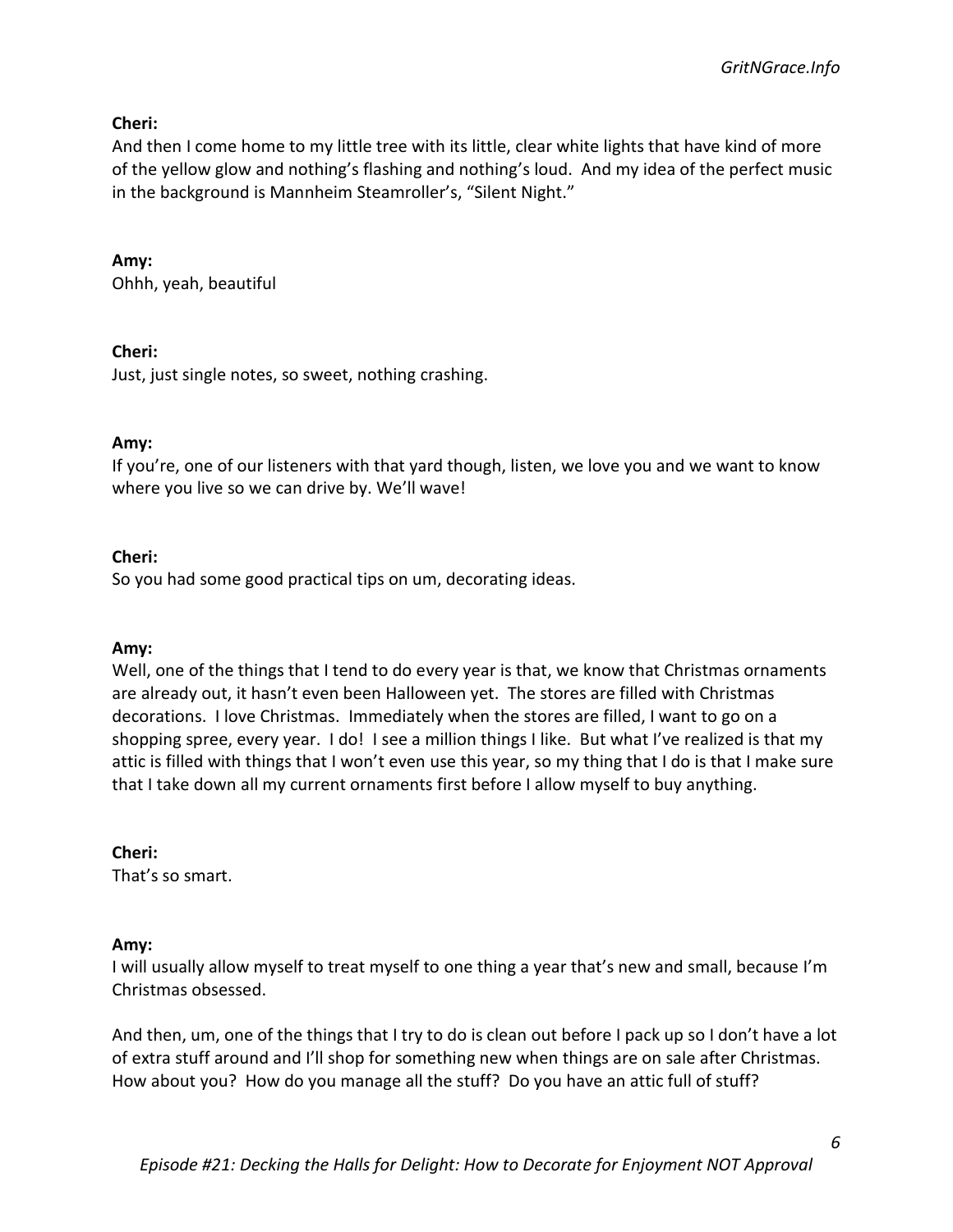**Cheri:**
And then I come home to my little tree with its little, clear white lights that have kind of more of the yellow glow and nothing's flashing and nothing's loud. And my idea of the perfect music in the background is Mannheim Steamroller's, "Silent Night."

**Amy:**
Ohhh, yeah, beautiful

**Cheri:**
Just, just single notes, so sweet, nothing crashing.

**Amy:**
If you're, one of our listeners with that yard though, listen, we love you and we want to know where you live so we can drive by. We'll wave!

**Cheri:**
So you had some good practical tips on um, decorating ideas.

**Amy:**
Well, one of the things that I tend to do every year is that, we know that Christmas ornaments are already out, it hasn't even been Halloween yet. The stores are filled with Christmas decorations. I love Christmas. Immediately when the stores are filled, I want to go on a shopping spree, every year. I do! I see a million things I like. But what I've realized is that my attic is filled with things that I won't even use this year, so my thing that I do is that I make sure that I take down all my current ornaments first before I allow myself to buy anything.

**Cheri:**
That's so smart.

**Amy:**
I will usually allow myself to treat myself to one thing a year that's new and small, because I'm Christmas obsessed.

And then, um, one of the things that I try to do is clean out before I pack up so I don't have a lot of extra stuff around and I'll shop for something new when things are on sale after Christmas. How about you? How do you manage all the stuff? Do you have an attic full of stuff?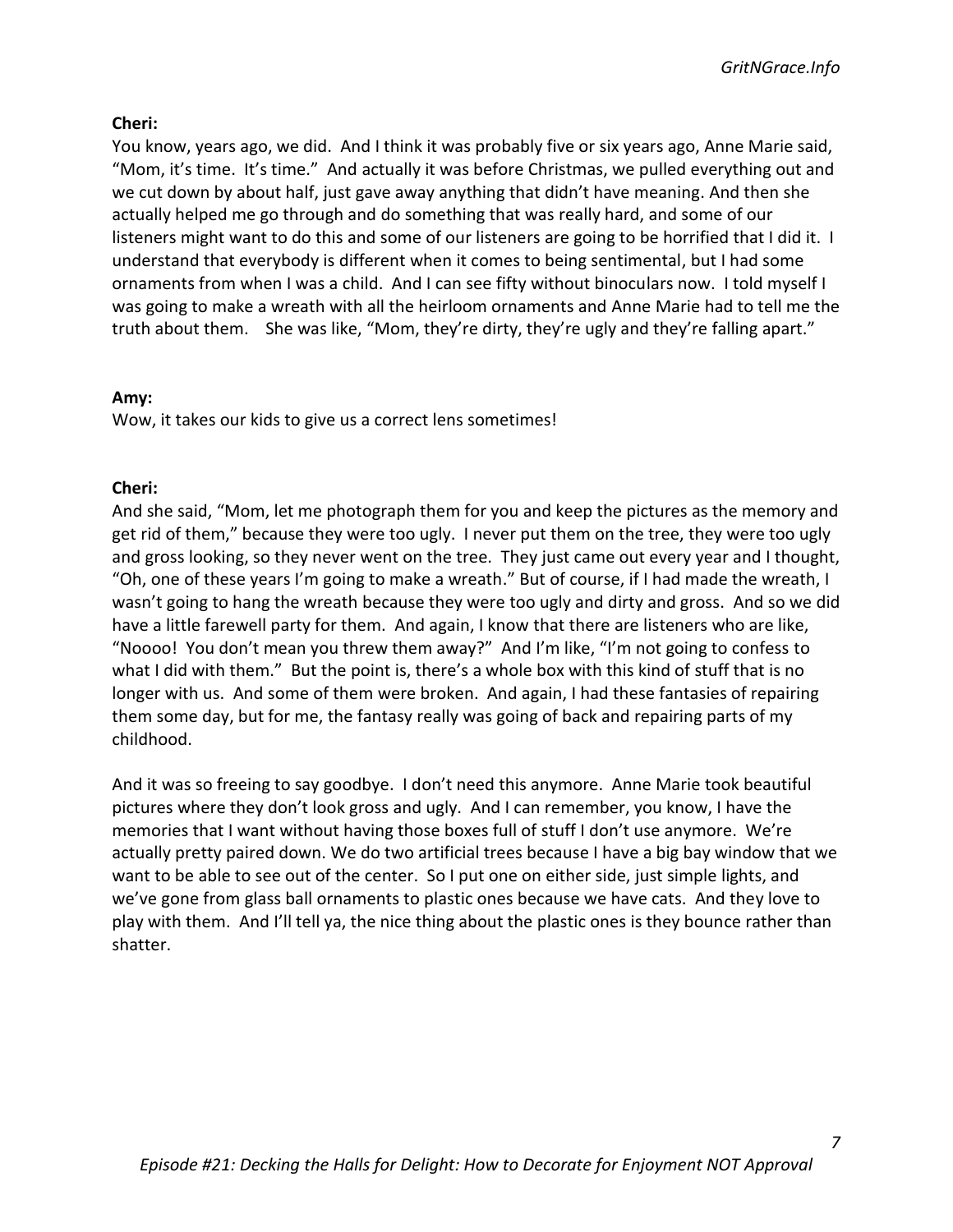**Cheri:**

You know, years ago, we did. And I think it was probably five or six years ago, Anne Marie said, "Mom, it's time. It's time." And actually it was before Christmas, we pulled everything out and we cut down by about half, just gave away anything that didn't have meaning. And then she actually helped me go through and do something that was really hard, and some of our listeners might want to do this and some of our listeners are going to be horrified that I did it. I understand that everybody is different when it comes to being sentimental, but I had some ornaments from when I was a child. And I can see fifty without binoculars now. I told myself I was going to make a wreath with all the heirloom ornaments and Anne Marie had to tell me the truth about them. She was like, "Mom, they're dirty, they're ugly and they're falling apart."

**Amy:**

Wow, it takes our kids to give us a correct lens sometimes!

**Cheri:**

And she said, "Mom, let me photograph them for you and keep the pictures as the memory and get rid of them," because they were too ugly. I never put them on the tree, they were too ugly and gross looking, so they never went on the tree. They just came out every year and I thought, "Oh, one of these years I'm going to make a wreath." But of course, if I had made the wreath, I wasn't going to hang the wreath because they were too ugly and dirty and gross. And so we did have a little farewell party for them. And again, I know that there are listeners who are like, "Noooo! You don't mean you threw them away?" And I'm like, "I'm not going to confess to what I did with them." But the point is, there's a whole box with this kind of stuff that is no longer with us. And some of them were broken. And again, I had these fantasies of repairing them some day, but for me, the fantasy really was going of back and repairing parts of my childhood.

And it was so freeing to say goodbye. I don't need this anymore. Anne Marie took beautiful pictures where they don't look gross and ugly. And I can remember, you know, I have the memories that I want without having those boxes full of stuff I don't use anymore. We're actually pretty paired down. We do two artificial trees because I have a big bay window that we want to be able to see out of the center. So I put one on either side, just simple lights, and we've gone from glass ball ornaments to plastic ones because we have cats. And they love to play with them. And I'll tell ya, the nice thing about the plastic ones is they bounce rather than shatter.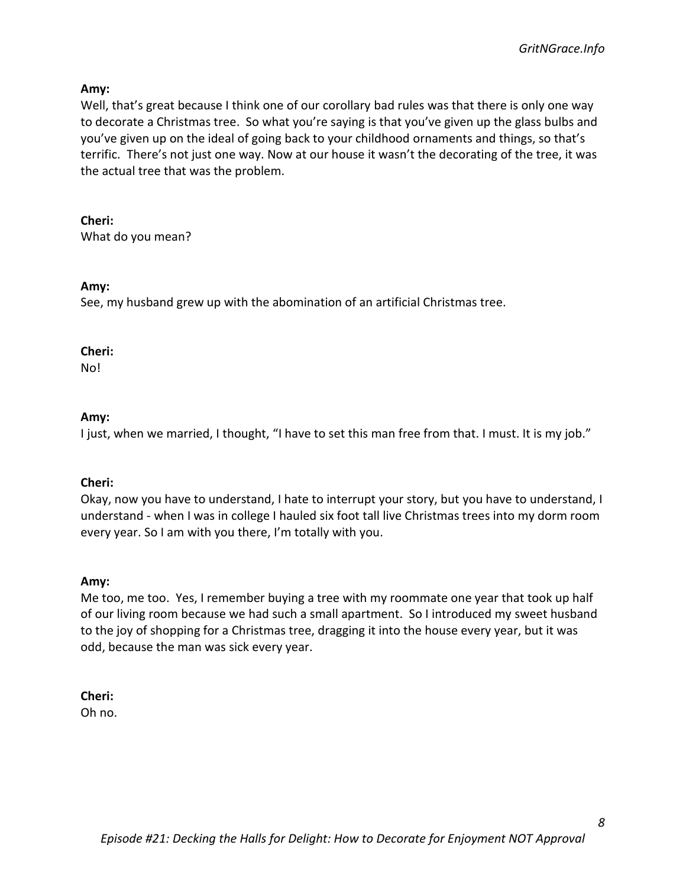**Amy:**
Well, that's great because I think one of our corollary bad rules was that there is only one way to decorate a Christmas tree. So what you're saying is that you've given up the glass bulbs and you've given up on the ideal of going back to your childhood ornaments and things, so that's terrific. There's not just one way. Now at our house it wasn't the decorating of the tree, it was the actual tree that was the problem.

**Cheri:**
What do you mean?

**Amy:**
See, my husband grew up with the abomination of an artificial Christmas tree.

**Cheri:**
No!

**Amy:**
I just, when we married, I thought, "I have to set this man free from that. I must. It is my job."

**Cheri:**
Okay, now you have to understand, I hate to interrupt your story, but you have to understand, I understand - when I was in college I hauled six foot tall live Christmas trees into my dorm room every year. So I am with you there, I'm totally with you.

**Amy:**
Me too, me too. Yes, I remember buying a tree with my roommate one year that took up half of our living room because we had such a small apartment. So I introduced my sweet husband to the joy of shopping for a Christmas tree, dragging it into the house every year, but it was odd, because the man was sick every year.

**Cheri:**
Oh no.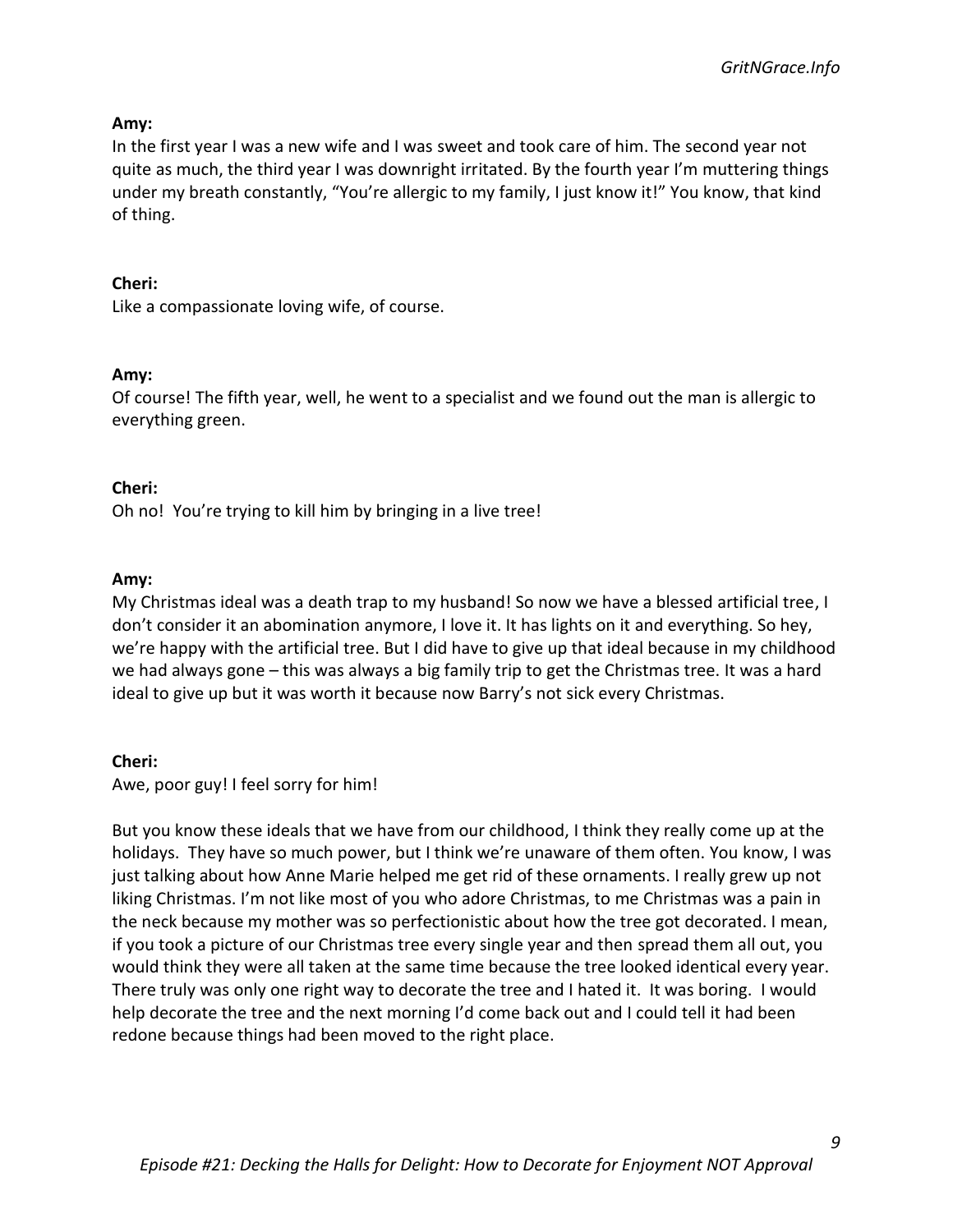**Amy:**
In the first year I was a new wife and I was sweet and took care of him. The second year not quite as much, the third year I was downright irritated. By the fourth year I'm muttering things under my breath constantly, "You're allergic to my family, I just know it!" You know, that kind of thing.

**Cheri:**
Like a compassionate loving wife, of course.

**Amy:**
Of course! The fifth year, well, he went to a specialist and we found out the man is allergic to everything green.

**Cheri:**
Oh no! You're trying to kill him by bringing in a live tree!

**Amy:**
My Christmas ideal was a death trap to my husband! So now we have a blessed artificial tree, I don't consider it an abomination anymore, I love it. It has lights on it and everything. So hey, we're happy with the artificial tree. But I did have to give up that ideal because in my childhood we had always gone – this was always a big family trip to get the Christmas tree. It was a hard ideal to give up but it was worth it because now Barry's not sick every Christmas.

**Cheri:**
Awe, poor guy! I feel sorry for him!

But you know these ideals that we have from our childhood, I think they really come up at the holidays. They have so much power, but I think we're unaware of them often. You know, I was just talking about how Anne Marie helped me get rid of these ornaments. I really grew up not liking Christmas. I'm not like most of you who adore Christmas, to me Christmas was a pain in the neck because my mother was so perfectionistic about how the tree got decorated. I mean, if you took a picture of our Christmas tree every single year and then spread them all out, you would think they were all taken at the same time because the tree looked identical every year. There truly was only one right way to decorate the tree and I hated it. It was boring. I would help decorate the tree and the next morning I'd come back out and I could tell it had been redone because things had been moved to the right place.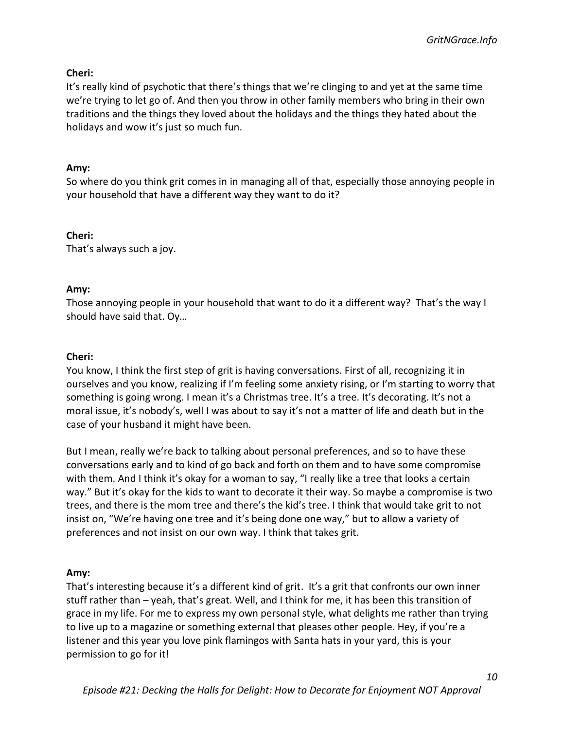**Cheri:**
It's really kind of psychotic that there's things that we're clinging to and yet at the same time we're trying to let go of. And then you throw in other family members who bring in their own traditions and the things they loved about the holidays and the things they hated about the holidays and wow it's just so much fun.

**Amy:**
So where do you think grit comes in in managing all of that, especially those annoying people in your household that have a different way they want to do it?

**Cheri:**
That's always such a joy.

**Amy:**
Those annoying people in your household that want to do it a different way? That's the way I should have said that. Oy…

**Cheri:**
You know, I think the first step of grit is having conversations. First of all, recognizing it in ourselves and you know, realizing if I'm feeling some anxiety rising, or I'm starting to worry that something is going wrong. I mean it's a Christmas tree. It's a tree. It's decorating. It's not a moral issue, it's nobody's, well I was about to say it's not a matter of life and death but in the case of your husband it might have been.

But I mean, really we're back to talking about personal preferences, and so to have these conversations early and to kind of go back and forth on them and to have some compromise with them. And I think it's okay for a woman to say, "I really like a tree that looks a certain way." But it's okay for the kids to want to decorate it their way. So maybe a compromise is two trees, and there is the mom tree and there's the kid's tree. I think that would take grit to not insist on, "We're having one tree and it's being done one way," but to allow a variety of preferences and not insist on our own way. I think that takes grit.

**Amy:**
That's interesting because it's a different kind of grit. It's a grit that confronts our own inner stuff rather than – yeah, that's great. Well, and I think for me, it has been this transition of grace in my life. For me to express my own personal style, what delights me rather than trying to live up to a magazine or something external that pleases other people. Hey, if you're a listener and this year you love pink flamingos with Santa hats in your yard, this is your permission to go for it!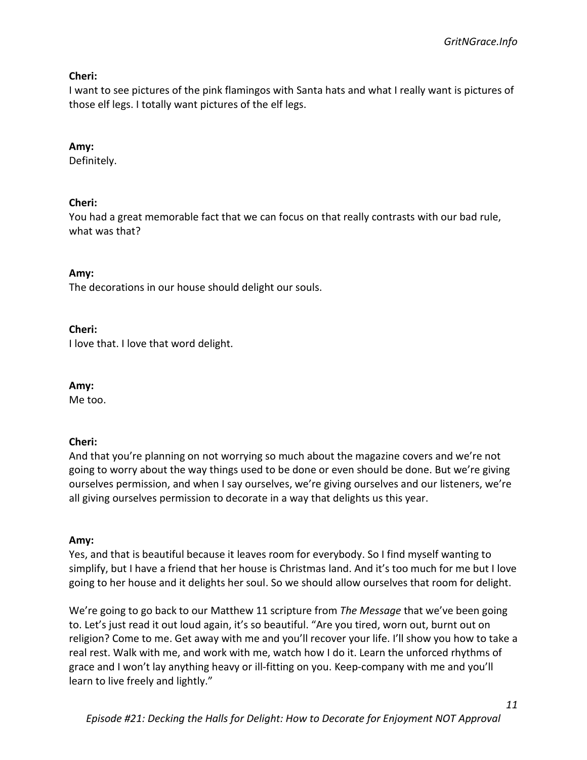**Cheri:**
I want to see pictures of the pink flamingos with Santa hats and what I really want is pictures of those elf legs. I totally want pictures of the elf legs.

**Amy:**
Definitely.

**Cheri:**
You had a great memorable fact that we can focus on that really contrasts with our bad rule, what was that?

**Amy:**
The decorations in our house should delight our souls.

**Cheri:**
I love that. I love that word delight.

**Amy:**
Me too.

**Cheri:**
And that you're planning on not worrying so much about the magazine covers and we're not going to worry about the way things used to be done or even should be done. But we're giving ourselves permission, and when I say ourselves, we're giving ourselves and our listeners, we're all giving ourselves permission to decorate in a way that delights us this year.

**Amy:**
Yes, and that is beautiful because it leaves room for everybody. So I find myself wanting to simplify, but I have a friend that her house is Christmas land. And it's too much for me but I love going to her house and it delights her soul. So we should allow ourselves that room for delight.

We're going to go back to our Matthew 11 scripture from *The Message* that we've been going to. Let's just read it out loud again, it's so beautiful. "Are you tired, worn out, burnt out on religion? Come to me. Get away with me and you'll recover your life. I'll show you how to take a real rest. Walk with me, and work with me, watch how I do it. Learn the unforced rhythms of grace and I won't lay anything heavy or ill-fitting on you. Keep-company with me and you'll learn to live freely and lightly."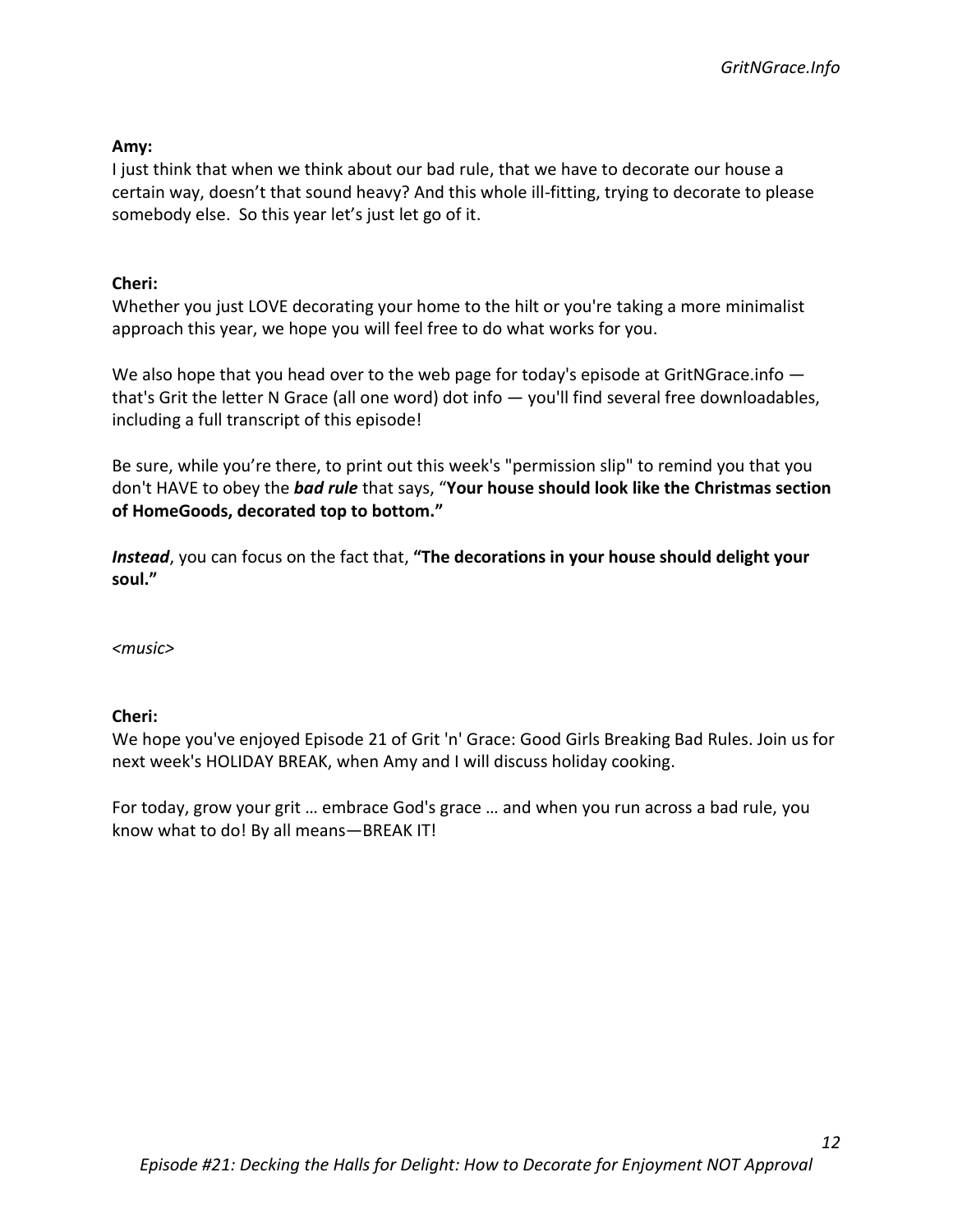**Amy:**
I just think that when we think about our bad rule, that we have to decorate our house a certain way, doesn't that sound heavy? And this whole ill-fitting, trying to decorate to please somebody else.  So this year let's just let go of it.

**Cheri:**
Whether you just LOVE decorating your home to the hilt or you're taking a more minimalist approach this year, we hope you will feel free to do what works for you.

We also hope that you head over to the web page for today's episode at GritNGrace.info — that's Grit the letter N Grace (all one word) dot info — you'll find several free downloadables, including a full transcript of this episode!

Be sure, while you're there, to print out this week's "permission slip" to remind you that you don't HAVE to obey the ***bad rule*** that says, "**Your house should look like the Christmas section of HomeGoods, decorated top to bottom.**"

***Instead***, you can focus on the fact that, **"The decorations in your house should delight your soul."**

*<music>*

**Cheri:**
We hope you've enjoyed Episode 21 of Grit 'n' Grace: Good Girls Breaking Bad Rules. Join us for next week's HOLIDAY BREAK, when Amy and I will discuss holiday cooking.

For today, grow your grit … embrace God's grace … and when you run across a bad rule, you know what to do! By all means—BREAK IT!